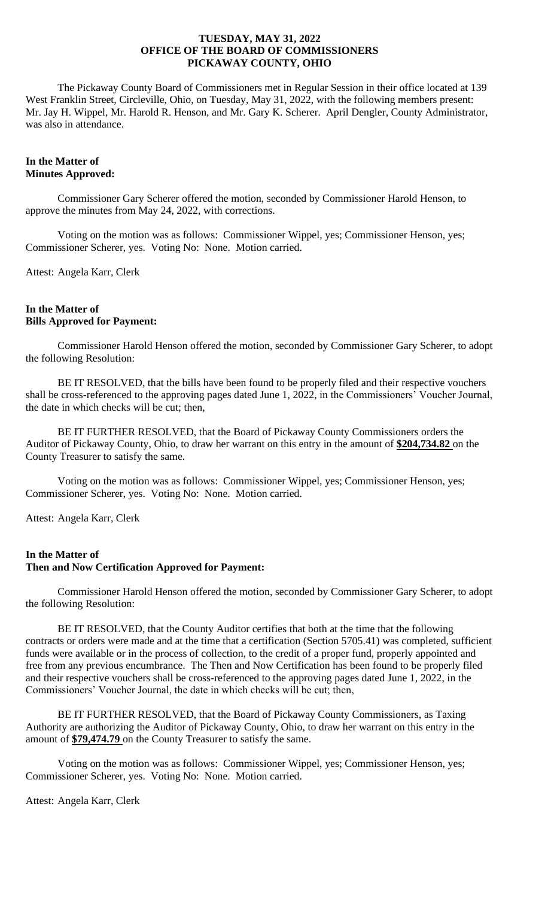**TUESDAY, MAY 31, 2022**
**OFFICE OF THE BOARD OF COMMISSIONERS**
**PICKAWAY COUNTY, OHIO**

The Pickaway County Board of Commissioners met in Regular Session in their office located at 139 West Franklin Street, Circleville, Ohio, on Tuesday, May 31, 2022, with the following members present: Mr. Jay H. Wippel, Mr. Harold R. Henson, and Mr. Gary K. Scherer. April Dengler, County Administrator, was also in attendance.

**In the Matter of**
**Minutes Approved:**

Commissioner Gary Scherer offered the motion, seconded by Commissioner Harold Henson, to approve the minutes from May 24, 2022, with corrections.

Voting on the motion was as follows: Commissioner Wippel, yes; Commissioner Henson, yes; Commissioner Scherer, yes. Voting No: None. Motion carried.

Attest: Angela Karr, Clerk

**In the Matter of**
**Bills Approved for Payment:**

Commissioner Harold Henson offered the motion, seconded by Commissioner Gary Scherer, to adopt the following Resolution:

BE IT RESOLVED, that the bills have been found to be properly filed and their respective vouchers shall be cross-referenced to the approving pages dated June 1, 2022, in the Commissioners' Voucher Journal, the date in which checks will be cut; then,

BE IT FURTHER RESOLVED, that the Board of Pickaway County Commissioners orders the Auditor of Pickaway County, Ohio, to draw her warrant on this entry in the amount of **$204,734.82** on the County Treasurer to satisfy the same.

Voting on the motion was as follows: Commissioner Wippel, yes; Commissioner Henson, yes; Commissioner Scherer, yes. Voting No: None. Motion carried.

Attest: Angela Karr, Clerk

**In the Matter of**
**Then and Now Certification Approved for Payment:**

Commissioner Harold Henson offered the motion, seconded by Commissioner Gary Scherer, to adopt the following Resolution:

BE IT RESOLVED, that the County Auditor certifies that both at the time that the following contracts or orders were made and at the time that a certification (Section 5705.41) was completed, sufficient funds were available or in the process of collection, to the credit of a proper fund, properly appointed and free from any previous encumbrance. The Then and Now Certification has been found to be properly filed and their respective vouchers shall be cross-referenced to the approving pages dated June 1, 2022, in the Commissioners' Voucher Journal, the date in which checks will be cut; then,

BE IT FURTHER RESOLVED, that the Board of Pickaway County Commissioners, as Taxing Authority are authorizing the Auditor of Pickaway County, Ohio, to draw her warrant on this entry in the amount of **$79,474.79** on the County Treasurer to satisfy the same.

Voting on the motion was as follows: Commissioner Wippel, yes; Commissioner Henson, yes; Commissioner Scherer, yes. Voting No: None. Motion carried.

Attest: Angela Karr, Clerk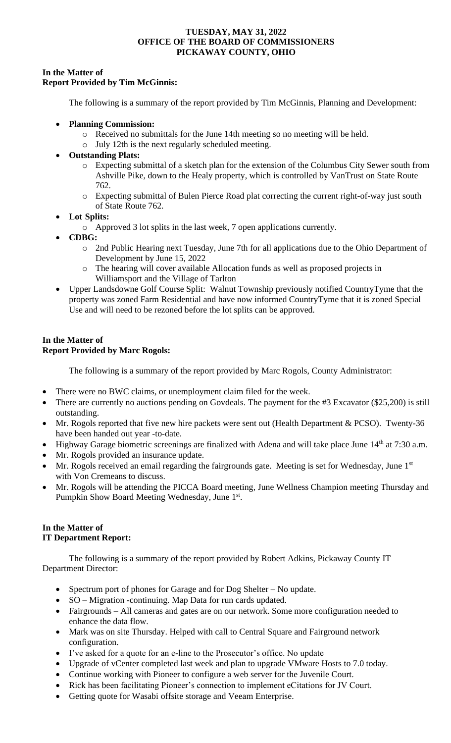**TUESDAY, MAY 31, 2022**
**OFFICE OF THE BOARD OF COMMISSIONERS**
**PICKAWAY COUNTY, OHIO**

**In the Matter of**
**Report Provided by Tim McGinnis:**

The following is a summary of the report provided by Tim McGinnis, Planning and Development:

- **Planning Commission:**
    - Received no submittals for the June 14th meeting so no meeting will be held.
    - July 12th is the next regularly scheduled meeting.
- **Outstanding Plats:**
    - Expecting submittal of a sketch plan for the extension of the Columbus City Sewer south from Ashville Pike, down to the Healy property, which is controlled by VanTrust on State Route 762.
    - Expecting submittal of Bulen Pierce Road plat correcting the current right-of-way just south of State Route 762.
- **Lot Splits:**
    - Approved 3 lot splits in the last week, 7 open applications currently.
- **CDBG:**
    - 2nd Public Hearing next Tuesday, June 7th for all applications due to the Ohio Department of Development by June 15, 2022
    - The hearing will cover available Allocation funds as well as proposed projects in Williamsport and the Village of Tarlton
- Upper Landsdowne Golf Course Split: Walnut Township previously notified CountryTyme that the property was zoned Farm Residential and have now informed CountryTyme that it is zoned Special Use and will need to be rezoned before the lot splits can be approved.

**In the Matter of**
**Report Provided by Marc Rogols:**

The following is a summary of the report provided by Marc Rogols, County Administrator:

- There were no BWC claims, or unemployment claim filed for the week.
- There are currently no auctions pending on Govdeals. The payment for the #3 Excavator ($25,200) is still outstanding.
- Mr. Rogols reported that five new hire packets were sent out (Health Department & PCSO). Twenty-36 have been handed out year -to-date.
- Highway Garage biometric screenings are finalized with Adena and will take place June 14th at 7:30 a.m.
- Mr. Rogols provided an insurance update.
- Mr. Rogols received an email regarding the fairgrounds gate. Meeting is set for Wednesday, June 1st with Von Cremeans to discuss.
- Mr. Rogols will be attending the PICCA Board meeting, June Wellness Champion meeting Thursday and Pumpkin Show Board Meeting Wednesday, June 1st.

**In the Matter of**
**IT Department Report:**

The following is a summary of the report provided by Robert Adkins, Pickaway County IT Department Director:

- Spectrum port of phones for Garage and for Dog Shelter – No update.
- SO – Migration -continuing. Map Data for run cards updated.
- Fairgrounds – All cameras and gates are on our network. Some more configuration needed to enhance the data flow.
- Mark was on site Thursday. Helped with call to Central Square and Fairground network configuration.
- I've asked for a quote for an e-line to the Prosecutor's office. No update
- Upgrade of vCenter completed last week and plan to upgrade VMware Hosts to 7.0 today.
- Continue working with Pioneer to configure a web server for the Juvenile Court.
- Rick has been facilitating Pioneer's connection to implement eCitations for JV Court.
- Getting quote for Wasabi offsite storage and Veeam Enterprise.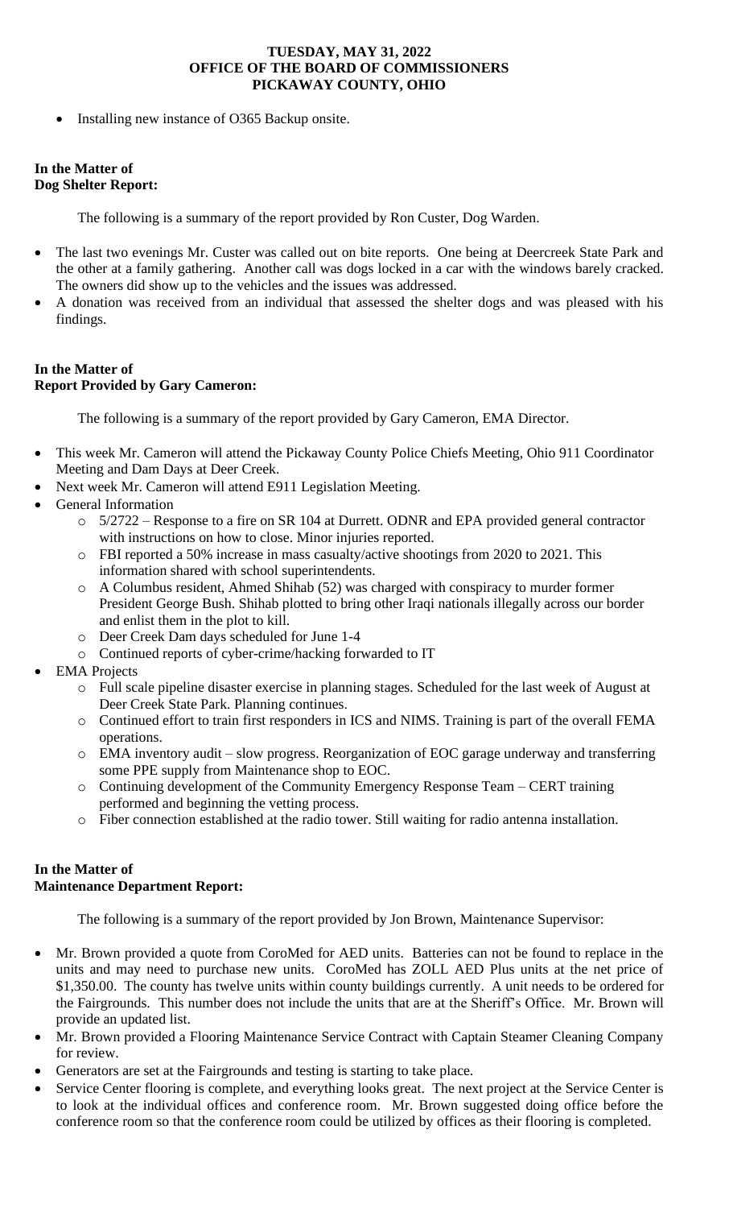- Installing new instance of O365 Backup onsite.

**In the Matter of**
**Dog Shelter Report:**

The following is a summary of the report provided by Ron Custer, Dog Warden.

- The last two evenings Mr. Custer was called out on bite reports. One being at Deercreek State Park and the other at a family gathering. Another call was dogs locked in a car with the windows barely cracked. The owners did show up to the vehicles and the issues was addressed.
- A donation was received from an individual that assessed the shelter dogs and was pleased with his findings.

**In the Matter of**
**Report Provided by Gary Cameron:**

The following is a summary of the report provided by Gary Cameron, EMA Director.

- This week Mr. Cameron will attend the Pickaway County Police Chiefs Meeting, Ohio 911 Coordinator Meeting and Dam Days at Deer Creek.
- Next week Mr. Cameron will attend E911 Legislation Meeting.
- General Information
  - 5/2722 – Response to a fire on SR 104 at Durrett. ODNR and EPA provided general contractor with instructions on how to close. Minor injuries reported.
  - FBI reported a 50% increase in mass casualty/active shootings from 2020 to 2021. This information shared with school superintendents.
  - A Columbus resident, Ahmed Shihab (52) was charged with conspiracy to murder former President George Bush. Shihab plotted to bring other Iraqi nationals illegally across our border and enlist them in the plot to kill.
  - Deer Creek Dam days scheduled for June 1-4
  - Continued reports of cyber-crime/hacking forwarded to IT
- EMA Projects
  - Full scale pipeline disaster exercise in planning stages. Scheduled for the last week of August at Deer Creek State Park. Planning continues.
  - Continued effort to train first responders in ICS and NIMS. Training is part of the overall FEMA operations.
  - EMA inventory audit – slow progress. Reorganization of EOC garage underway and transferring some PPE supply from Maintenance shop to EOC.
  - Continuing development of the Community Emergency Response Team – CERT training performed and beginning the vetting process.
  - Fiber connection established at the radio tower. Still waiting for radio antenna installation.

**In the Matter of**
**Maintenance Department Report:**

The following is a summary of the report provided by Jon Brown, Maintenance Supervisor:

- Mr. Brown provided a quote from CoroMed for AED units. Batteries can not be found to replace in the units and may need to purchase new units. CoroMed has ZOLL AED Plus units at the net price of $1,350.00. The county has twelve units within county buildings currently. A unit needs to be ordered for the Fairgrounds. This number does not include the units that are at the Sheriff's Office. Mr. Brown will provide an updated list.
- Mr. Brown provided a Flooring Maintenance Service Contract with Captain Steamer Cleaning Company for review.
- Generators are set at the Fairgrounds and testing is starting to take place.
- Service Center flooring is complete, and everything looks great. The next project at the Service Center is to look at the individual offices and conference room. Mr. Brown suggested doing office before the conference room so that the conference room could be utilized by offices as their flooring is completed.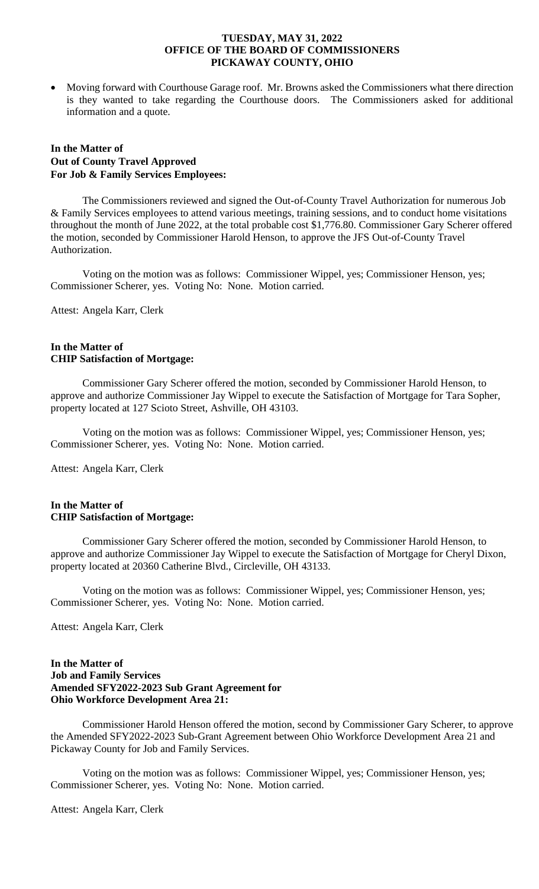- Moving forward with Courthouse Garage roof. Mr. Browns asked the Commissioners what there direction is they wanted to take regarding the Courthouse doors. The Commissioners asked for additional information and a quote.

**In the Matter of**
**Out of County Travel Approved**
**For Job & Family Services Employees:**

The Commissioners reviewed and signed the Out-of-County Travel Authorization for numerous Job & Family Services employees to attend various meetings, training sessions, and to conduct home visitations throughout the month of June 2022, at the total probable cost $1,776.80. Commissioner Gary Scherer offered the motion, seconded by Commissioner Harold Henson, to approve the JFS Out-of-County Travel Authorization.

Voting on the motion was as follows: Commissioner Wippel, yes; Commissioner Henson, yes; Commissioner Scherer, yes. Voting No: None. Motion carried.

Attest: Angela Karr, Clerk

**In the Matter of**
**CHIP Satisfaction of Mortgage:**

Commissioner Gary Scherer offered the motion, seconded by Commissioner Harold Henson, to approve and authorize Commissioner Jay Wippel to execute the Satisfaction of Mortgage for Tara Sopher, property located at 127 Scioto Street, Ashville, OH 43103.

Voting on the motion was as follows: Commissioner Wippel, yes; Commissioner Henson, yes; Commissioner Scherer, yes. Voting No: None. Motion carried.

Attest: Angela Karr, Clerk

**In the Matter of**
**CHIP Satisfaction of Mortgage:**

Commissioner Gary Scherer offered the motion, seconded by Commissioner Harold Henson, to approve and authorize Commissioner Jay Wippel to execute the Satisfaction of Mortgage for Cheryl Dixon, property located at 20360 Catherine Blvd., Circleville, OH 43133.

Voting on the motion was as follows: Commissioner Wippel, yes; Commissioner Henson, yes; Commissioner Scherer, yes. Voting No: None. Motion carried.

Attest: Angela Karr, Clerk

**In the Matter of**
**Job and Family Services**
**Amended SFY2022-2023 Sub Grant Agreement for**
**Ohio Workforce Development Area 21:**

Commissioner Harold Henson offered the motion, second by Commissioner Gary Scherer, to approve the Amended SFY2022-2023 Sub-Grant Agreement between Ohio Workforce Development Area 21 and Pickaway County for Job and Family Services.

Voting on the motion was as follows: Commissioner Wippel, yes; Commissioner Henson, yes; Commissioner Scherer, yes. Voting No: None. Motion carried.

Attest: Angela Karr, Clerk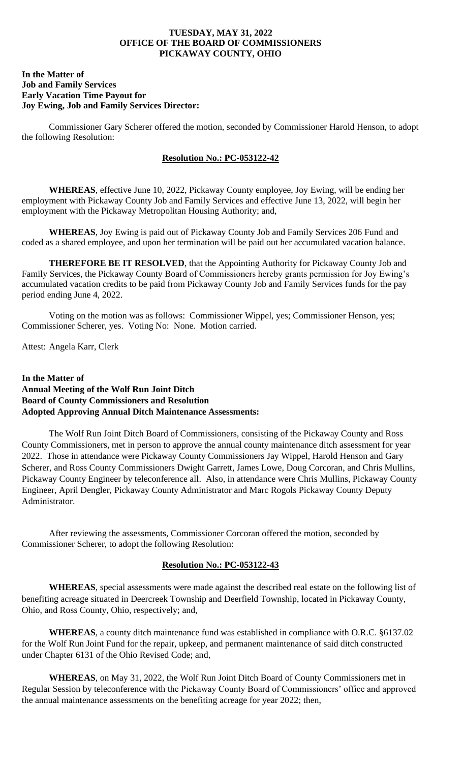**TUESDAY, MAY 31, 2022**
**OFFICE OF THE BOARD OF COMMISSIONERS**
**PICKAWAY COUNTY, OHIO**

**In the Matter of**
**Job and Family Services**
**Early Vacation Time Payout for**
**Joy Ewing, Job and Family Services Director:**

Commissioner Gary Scherer offered the motion, seconded by Commissioner Harold Henson, to adopt the following Resolution:

**Resolution No.: PC-053122-42**

**WHEREAS**, effective June 10, 2022, Pickaway County employee, Joy Ewing, will be ending her employment with Pickaway County Job and Family Services and effective June 13, 2022, will begin her employment with the Pickaway Metropolitan Housing Authority; and,

**WHEREAS**, Joy Ewing is paid out of Pickaway County Job and Family Services 206 Fund and coded as a shared employee, and upon her termination will be paid out her accumulated vacation balance.

**THEREFORE BE IT RESOLVED**, that the Appointing Authority for Pickaway County Job and Family Services, the Pickaway County Board of Commissioners hereby grants permission for Joy Ewing's accumulated vacation credits to be paid from Pickaway County Job and Family Services funds for the pay period ending June 4, 2022.

Voting on the motion was as follows: Commissioner Wippel, yes; Commissioner Henson, yes; Commissioner Scherer, yes. Voting No: None. Motion carried.

Attest: Angela Karr, Clerk

**In the Matter of**
**Annual Meeting of the Wolf Run Joint Ditch**
**Board of County Commissioners and Resolution**
**Adopted Approving Annual Ditch Maintenance Assessments:**

The Wolf Run Joint Ditch Board of Commissioners, consisting of the Pickaway County and Ross County Commissioners, met in person to approve the annual county maintenance ditch assessment for year 2022. Those in attendance were Pickaway County Commissioners Jay Wippel, Harold Henson and Gary Scherer, and Ross County Commissioners Dwight Garrett, James Lowe, Doug Corcoran, and Chris Mullins, Pickaway County Engineer by teleconference all. Also, in attendance were Chris Mullins, Pickaway County Engineer, April Dengler, Pickaway County Administrator and Marc Rogols Pickaway County Deputy Administrator.

After reviewing the assessments, Commissioner Corcoran offered the motion, seconded by Commissioner Scherer, to adopt the following Resolution:

**Resolution No.: PC-053122-43**

**WHEREAS**, special assessments were made against the described real estate on the following list of benefiting acreage situated in Deercreek Township and Deerfield Township, located in Pickaway County, Ohio, and Ross County, Ohio, respectively; and,

**WHEREAS**, a county ditch maintenance fund was established in compliance with O.R.C. §6137.02 for the Wolf Run Joint Fund for the repair, upkeep, and permanent maintenance of said ditch constructed under Chapter 6131 of the Ohio Revised Code; and,

**WHEREAS**, on May 31, 2022, the Wolf Run Joint Ditch Board of County Commissioners met in Regular Session by teleconference with the Pickaway County Board of Commissioners' office and approved the annual maintenance assessments on the benefiting acreage for year 2022; then,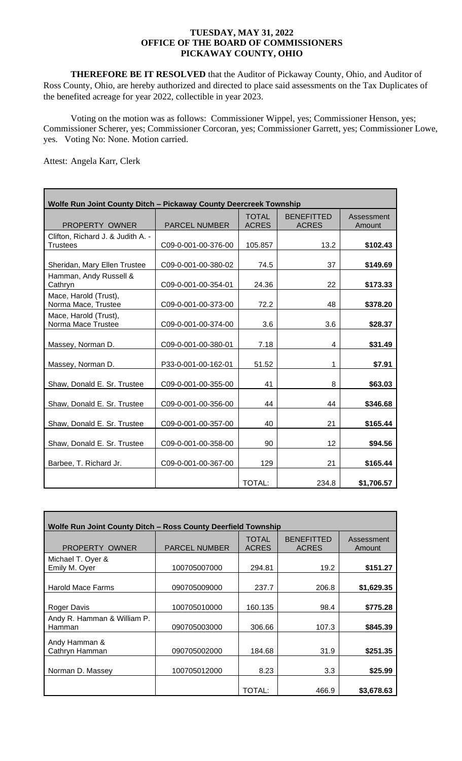**TUESDAY, MAY 31, 2022**
**OFFICE OF THE BOARD OF COMMISSIONERS**
**PICKAWAY COUNTY, OHIO**

**THEREFORE BE IT RESOLVED** that the Auditor of Pickaway County, Ohio, and Auditor of Ross County, Ohio, are hereby authorized and directed to place said assessments on the Tax Duplicates of the benefited acreage for year 2022, collectible in year 2023.

Voting on the motion was as follows: Commissioner Wippel, yes; Commissioner Henson, yes; Commissioner Scherer, yes; Commissioner Corcoran, yes; Commissioner Garrett, yes; Commissioner Lowe, yes. Voting No: None. Motion carried.

Attest: Angela Karr, Clerk

**Wolfe Run Joint County Ditch – Pickaway County Deercreek Township**

| PROPERTY OWNER | PARCEL NUMBER | TOTAL ACRES | BENEFITTED ACRES | Assessment Amount |
|---|---|---|---|---|
| Clifton, Richard J. & Judith A. - Trustees | C09-0-001-00-376-00 | 105.857 | 13.2 | **$102.43** |
| Sheridan, Mary Ellen Trustee | C09-0-001-00-380-02 | 74.5 | 37 | **$149.69** |
| Hamman, Andy Russell & Cathryn | C09-0-001-00-354-01 | 24.36 | 22 | **$173.33** |
| Mace, Harold (Trust), Norma Mace, Trustee | C09-0-001-00-373-00 | 72.2 | 48 | **$378.20** |
| Mace, Harold (Trust), Norma Mace Trustee | C09-0-001-00-374-00 | 3.6 | 3.6 | **$28.37** |
| Massey, Norman D. | C09-0-001-00-380-01 | 7.18 | 4 | **$31.49** |
| Massey, Norman D. | P33-0-001-00-162-01 | 51.52 | 1 | **$7.91** |
| Shaw, Donald E. Sr. Trustee | C09-0-001-00-355-00 | 41 | 8 | **$63.03** |
| Shaw, Donald E. Sr. Trustee | C09-0-001-00-356-00 | 44 | 44 | **$346.68** |
| Shaw, Donald E. Sr. Trustee | C09-0-001-00-357-00 | 40 | 21 | **$165.44** |
| Shaw, Donald E. Sr. Trustee | C09-0-001-00-358-00 | 90 | 12 | **$94.56** |
| Barbee, T. Richard Jr. | C09-0-001-00-367-00 | 129 | 21 | **$165.44** |
| | | TOTAL: | 234.8 | **$1,706.57** |

**Wolfe Run Joint County Ditch – Ross County Deerfield Township**

| PROPERTY OWNER | PARCEL NUMBER | TOTAL ACRES | BENEFITTED ACRES | Assessment Amount |
|---|---|---|---|---|
| Michael T. Oyer & Emily M. Oyer | 100705007000 | 294.81 | 19.2 | **$151.27** |
| Harold Mace Farms | 090705009000 | 237.7 | 206.8 | **$1,629.35** |
| Roger Davis | 100705010000 | 160.135 | 98.4 | **$775.28** |
| Andy R. Hamman & William P. Hamman | 090705003000 | 306.66 | 107.3 | **$845.39** |
| Andy Hamman & Cathryn Hamman | 090705002000 | 184.68 | 31.9 | **$251.35** |
| Norman D. Massey | 100705012000 | 8.23 | 3.3 | **$25.99** |
| | | TOTAL: | 466.9 | **$3,678.63** |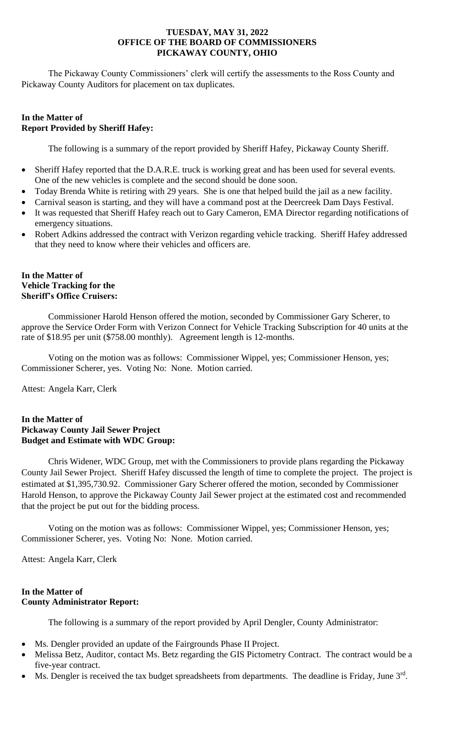**TUESDAY, MAY 31, 2022**
**OFFICE OF THE BOARD OF COMMISSIONERS**
**PICKAWAY COUNTY, OHIO**

The Pickaway County Commissioners' clerk will certify the assessments to the Ross County and Pickaway County Auditors for placement on tax duplicates.

**In the Matter of**
**Report Provided by Sheriff Hafey:**

The following is a summary of the report provided by Sheriff Hafey, Pickaway County Sheriff.

- Sheriff Hafey reported that the D.A.R.E. truck is working great and has been used for several events. One of the new vehicles is complete and the second should be done soon.
- Today Brenda White is retiring with 29 years. She is one that helped build the jail as a new facility.
- Carnival season is starting, and they will have a command post at the Deercreek Dam Days Festival.
- It was requested that Sheriff Hafey reach out to Gary Cameron, EMA Director regarding notifications of emergency situations.
- Robert Adkins addressed the contract with Verizon regarding vehicle tracking. Sheriff Hafey addressed that they need to know where their vehicles and officers are.

**In the Matter of**
**Vehicle Tracking for the**
**Sheriff's Office Cruisers:**

Commissioner Harold Henson offered the motion, seconded by Commissioner Gary Scherer, to approve the Service Order Form with Verizon Connect for Vehicle Tracking Subscription for 40 units at the rate of $18.95 per unit ($758.00 monthly). Agreement length is 12-months.

Voting on the motion was as follows: Commissioner Wippel, yes; Commissioner Henson, yes; Commissioner Scherer, yes. Voting No: None. Motion carried.

Attest: Angela Karr, Clerk

**In the Matter of**
**Pickaway County Jail Sewer Project**
**Budget and Estimate with WDC Group:**

Chris Widener, WDC Group, met with the Commissioners to provide plans regarding the Pickaway County Jail Sewer Project. Sheriff Hafey discussed the length of time to complete the project. The project is estimated at $1,395,730.92. Commissioner Gary Scherer offered the motion, seconded by Commissioner Harold Henson, to approve the Pickaway County Jail Sewer project at the estimated cost and recommended that the project be put out for the bidding process.

Voting on the motion was as follows: Commissioner Wippel, yes; Commissioner Henson, yes; Commissioner Scherer, yes. Voting No: None. Motion carried.

Attest: Angela Karr, Clerk

**In the Matter of**
**County Administrator Report:**

The following is a summary of the report provided by April Dengler, County Administrator:

- Ms. Dengler provided an update of the Fairgrounds Phase II Project.
- Melissa Betz, Auditor, contact Ms. Betz regarding the GIS Pictometry Contract. The contract would be a five-year contract.
- Ms. Dengler is received the tax budget spreadsheets from departments. The deadline is Friday, June 3rd.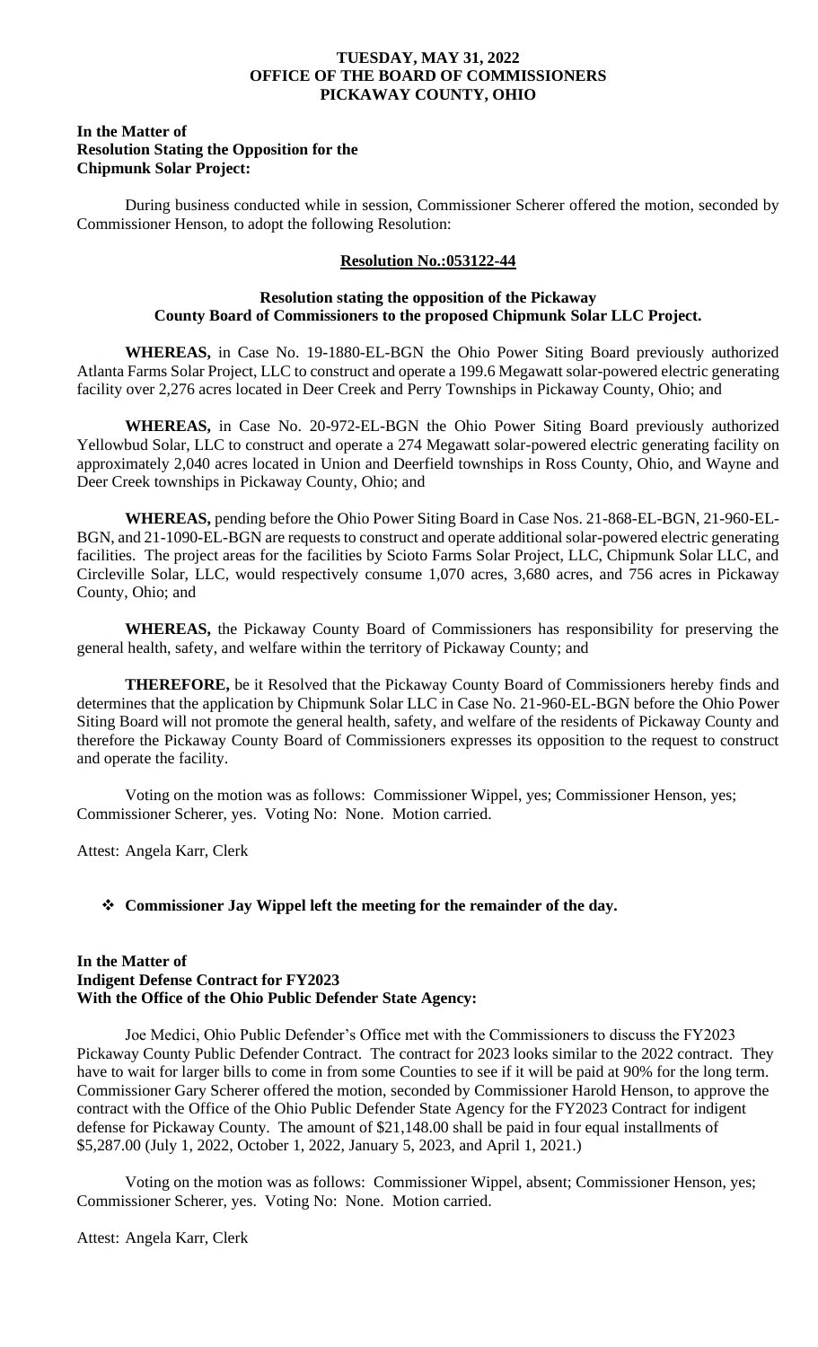**TUESDAY, MAY 31, 2022**
**OFFICE OF THE BOARD OF COMMISSIONERS**
**PICKAWAY COUNTY, OHIO**

**In the Matter of**
**Resolution Stating the Opposition for the**
**Chipmunk Solar Project:**

During business conducted while in session, Commissioner Scherer offered the motion, seconded by Commissioner Henson, to adopt the following Resolution:

**Resolution No.:053122-44**

**Resolution stating the opposition of the Pickaway County Board of Commissioners to the proposed Chipmunk Solar LLC Project.**

**WHEREAS,** in Case No. 19-1880-EL-BGN the Ohio Power Siting Board previously authorized Atlanta Farms Solar Project, LLC to construct and operate a 199.6 Megawatt solar-powered electric generating facility over 2,276 acres located in Deer Creek and Perry Townships in Pickaway County, Ohio; and

**WHEREAS,** in Case No. 20-972-EL-BGN the Ohio Power Siting Board previously authorized Yellowbud Solar, LLC to construct and operate a 274 Megawatt solar-powered electric generating facility on approximately 2,040 acres located in Union and Deerfield townships in Ross County, Ohio, and Wayne and Deer Creek townships in Pickaway County, Ohio; and

**WHEREAS,** pending before the Ohio Power Siting Board in Case Nos. 21-868-EL-BGN, 21-960-EL-BGN, and 21-1090-EL-BGN are requests to construct and operate additional solar-powered electric generating facilities. The project areas for the facilities by Scioto Farms Solar Project, LLC, Chipmunk Solar LLC, and Circleville Solar, LLC, would respectively consume 1,070 acres, 3,680 acres, and 756 acres in Pickaway County, Ohio; and

**WHEREAS,** the Pickaway County Board of Commissioners has responsibility for preserving the general health, safety, and welfare within the territory of Pickaway County; and

**THEREFORE,** be it Resolved that the Pickaway County Board of Commissioners hereby finds and determines that the application by Chipmunk Solar LLC in Case No. 21-960-EL-BGN before the Ohio Power Siting Board will not promote the general health, safety, and welfare of the residents of Pickaway County and therefore the Pickaway County Board of Commissioners expresses its opposition to the request to construct and operate the facility.

Voting on the motion was as follows: Commissioner Wippel, yes; Commissioner Henson, yes; Commissioner Scherer, yes. Voting No: None. Motion carried.

Attest: Angela Karr, Clerk

- **Commissioner Jay Wippel left the meeting for the remainder of the day.**

**In the Matter of**
**Indigent Defense Contract for FY2023**
**With the Office of the Ohio Public Defender State Agency:**

Joe Medici, Ohio Public Defender's Office met with the Commissioners to discuss the FY2023 Pickaway County Public Defender Contract. The contract for 2023 looks similar to the 2022 contract. They have to wait for larger bills to come in from some Counties to see if it will be paid at 90% for the long term. Commissioner Gary Scherer offered the motion, seconded by Commissioner Harold Henson, to approve the contract with the Office of the Ohio Public Defender State Agency for the FY2023 Contract for indigent defense for Pickaway County. The amount of $21,148.00 shall be paid in four equal installments of $5,287.00 (July 1, 2022, October 1, 2022, January 5, 2023, and April 1, 2021.)

Voting on the motion was as follows: Commissioner Wippel, absent; Commissioner Henson, yes; Commissioner Scherer, yes. Voting No: None. Motion carried.

Attest: Angela Karr, Clerk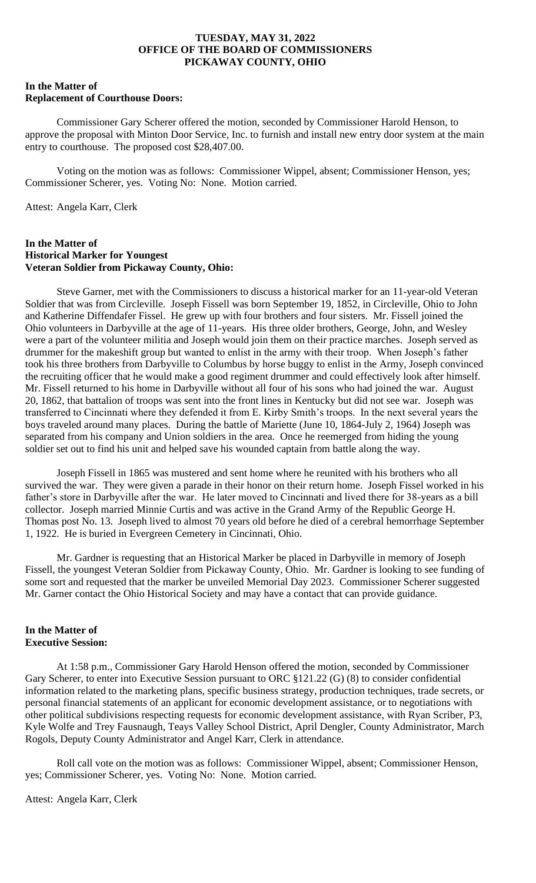**TUESDAY, MAY 31, 2022**
**OFFICE OF THE BOARD OF COMMISSIONERS**
**PICKAWAY COUNTY, OHIO**

**In the Matter of**
**Replacement of Courthouse Doors:**

Commissioner Gary Scherer offered the motion, seconded by Commissioner Harold Henson, to approve the proposal with Minton Door Service, Inc. to furnish and install new entry door system at the main entry to courthouse. The proposed cost $28,407.00.

Voting on the motion was as follows: Commissioner Wippel, absent; Commissioner Henson, yes; Commissioner Scherer, yes. Voting No: None. Motion carried.

Attest: Angela Karr, Clerk

**In the Matter of**
**Historical Marker for Youngest**
**Veteran Soldier from Pickaway County, Ohio:**

Steve Garner, met with the Commissioners to discuss a historical marker for an 11-year-old Veteran Soldier that was from Circleville. Joseph Fissell was born September 19, 1852, in Circleville, Ohio to John and Katherine Diffendafer Fissel. He grew up with four brothers and four sisters. Mr. Fissell joined the Ohio volunteers in Darbyville at the age of 11-years. His three older brothers, George, John, and Wesley were a part of the volunteer militia and Joseph would join them on their practice marches. Joseph served as drummer for the makeshift group but wanted to enlist in the army with their troop. When Joseph's father took his three brothers from Darbyville to Columbus by horse buggy to enlist in the Army, Joseph convinced the recruiting officer that he would make a good regiment drummer and could effectively look after himself. Mr. Fissell returned to his home in Darbyville without all four of his sons who had joined the war. August 20, 1862, that battalion of troops was sent into the front lines in Kentucky but did not see war. Joseph was transferred to Cincinnati where they defended it from E. Kirby Smith's troops. In the next several years the boys traveled around many places. During the battle of Mariette (June 10, 1864-July 2, 1964) Joseph was separated from his company and Union soldiers in the area. Once he reemerged from hiding the young soldier set out to find his unit and helped save his wounded captain from battle along the way.

Joseph Fissell in 1865 was mustered and sent home where he reunited with his brothers who all survived the war. They were given a parade in their honor on their return home. Joseph Fissel worked in his father's store in Darbyville after the war. He later moved to Cincinnati and lived there for 38-years as a bill collector. Joseph married Minnie Curtis and was active in the Grand Army of the Republic George H. Thomas post No. 13. Joseph lived to almost 70 years old before he died of a cerebral hemorrhage September 1, 1922. He is buried in Evergreen Cemetery in Cincinnati, Ohio.

Mr. Gardner is requesting that an Historical Marker be placed in Darbyville in memory of Joseph Fissell, the youngest Veteran Soldier from Pickaway County, Ohio. Mr. Gardner is looking to see funding of some sort and requested that the marker be unveiled Memorial Day 2023. Commissioner Scherer suggested Mr. Garner contact the Ohio Historical Society and may have a contact that can provide guidance.

**In the Matter of**
**Executive Session:**

At 1:58 p.m., Commissioner Gary Harold Henson offered the motion, seconded by Commissioner Gary Scherer, to enter into Executive Session pursuant to ORC §121.22 (G) (8) to consider confidential information related to the marketing plans, specific business strategy, production techniques, trade secrets, or personal financial statements of an applicant for economic development assistance, or to negotiations with other political subdivisions respecting requests for economic development assistance, with Ryan Scriber, P3, Kyle Wolfe and Trey Fausnaugh, Teays Valley School District, April Dengler, County Administrator, March Rogols, Deputy County Administrator and Angel Karr, Clerk in attendance.

Roll call vote on the motion was as follows: Commissioner Wippel, absent; Commissioner Henson, yes; Commissioner Scherer, yes. Voting No: None. Motion carried.

Attest: Angela Karr, Clerk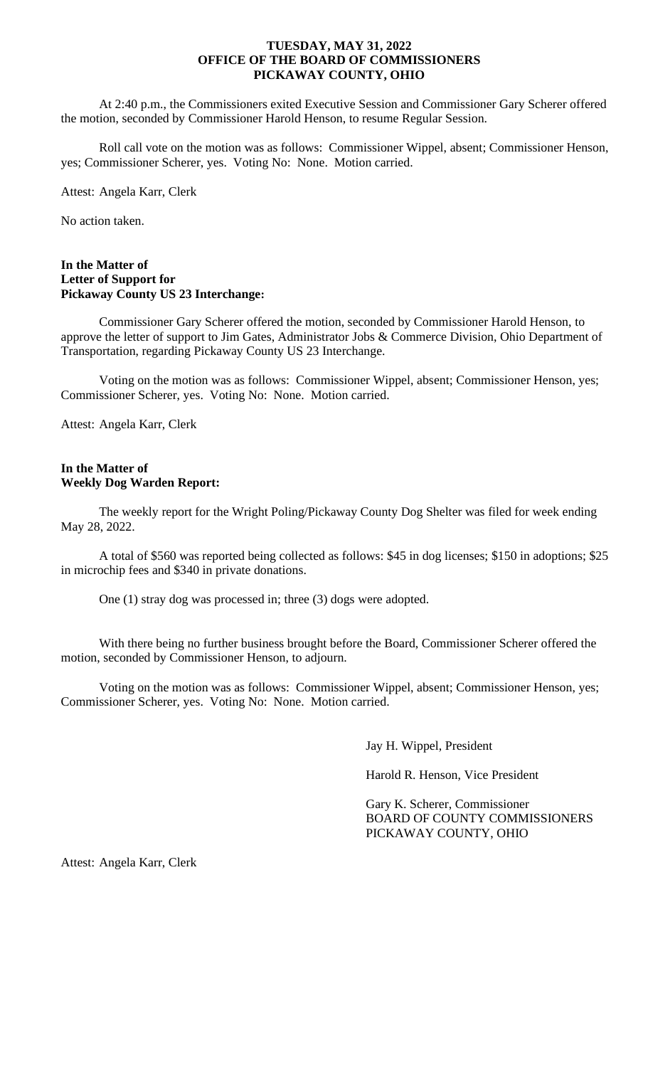**TUESDAY, MAY 31, 2022**
**OFFICE OF THE BOARD OF COMMISSIONERS**
**PICKAWAY COUNTY, OHIO**

At 2:40 p.m., the Commissioners exited Executive Session and Commissioner Gary Scherer offered the motion, seconded by Commissioner Harold Henson, to resume Regular Session.

Roll call vote on the motion was as follows: Commissioner Wippel, absent; Commissioner Henson, yes; Commissioner Scherer, yes. Voting No: None. Motion carried.

Attest: Angela Karr, Clerk

No action taken.

**In the Matter of**
**Letter of Support for**
**Pickaway County US 23 Interchange:**

Commissioner Gary Scherer offered the motion, seconded by Commissioner Harold Henson, to approve the letter of support to Jim Gates, Administrator Jobs & Commerce Division, Ohio Department of Transportation, regarding Pickaway County US 23 Interchange.

Voting on the motion was as follows: Commissioner Wippel, absent; Commissioner Henson, yes; Commissioner Scherer, yes. Voting No: None. Motion carried.

Attest: Angela Karr, Clerk

**In the Matter of**
**Weekly Dog Warden Report:**

The weekly report for the Wright Poling/Pickaway County Dog Shelter was filed for week ending May 28, 2022.

A total of $560 was reported being collected as follows: $45 in dog licenses; $150 in adoptions; $25 in microchip fees and $340 in private donations.

One (1) stray dog was processed in; three (3) dogs were adopted.

With there being no further business brought before the Board, Commissioner Scherer offered the motion, seconded by Commissioner Henson, to adjourn.

Voting on the motion was as follows: Commissioner Wippel, absent; Commissioner Henson, yes; Commissioner Scherer, yes. Voting No: None. Motion carried.

Jay H. Wippel, President

Harold R. Henson, Vice President

Gary K. Scherer, Commissioner
BOARD OF COUNTY COMMISSIONERS
PICKAWAY COUNTY, OHIO

Attest: Angela Karr, Clerk